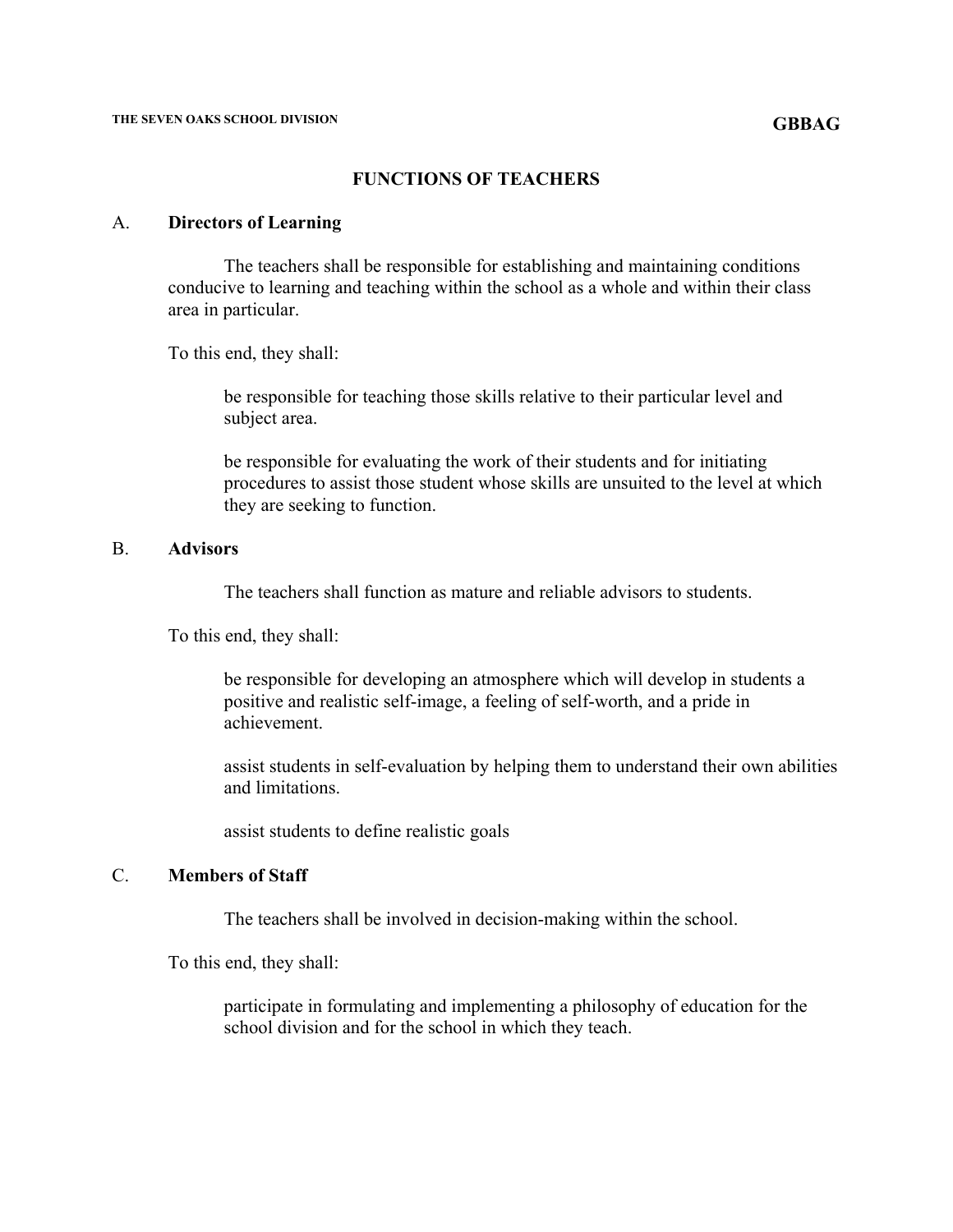THE SEVEN OAKS SCHOOL DIVISION

**GBBAG**

# FUNCTIONS OF TEACHERS

## A. Directors of Learning

The teachers shall be responsible for establishing and maintaining conditions conducive to learning and teaching within the school as a whole and within their class area in particular.

To this end, they shall:

be responsible for teaching those skills relative to their particular level and subject area.

be responsible for evaluating the work of their students and for initiating procedures to assist those student whose skills are unsuited to the level at which they are seeking to function.

## B. Advisors

The teachers shall function as mature and reliable advisors to students.

To this end, they shall:

be responsible for developing an atmosphere which will develop in students a positive and realistic self-image, a feeling of self-worth, and a pride in achievement.

assist students in self-evaluation by helping them to understand their own abilities and limitations.

assist students to define realistic goals

## C. Members of Staff

The teachers shall be involved in decision-making within the school.

To this end, they shall:

participate in formulating and implementing a philosophy of education for the school division and for the school in which they teach.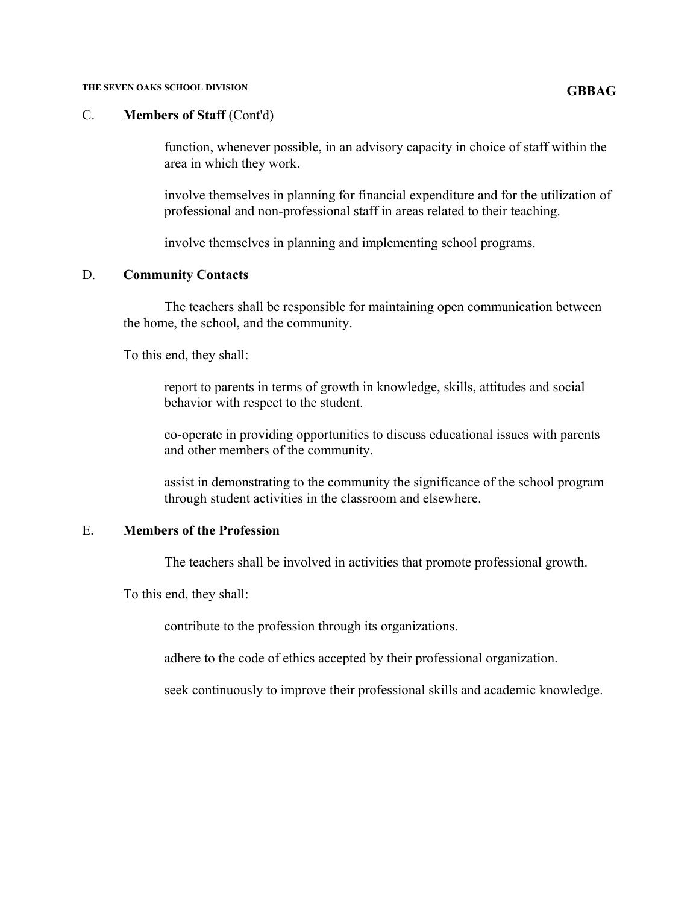## C. Members of Staff (Cont'd)

function, whenever possible, in an advisory capacity in choice of staff within the area in which they work.

involve themselves in planning for financial expenditure and for the utilization of professional and non-professional staff in areas related to their teaching.

involve themselves in planning and implementing school programs.

## D. Community Contacts

The teachers shall be responsible for maintaining open communication between the home, the school, and the community.

To this end, they shall:

report to parents in terms of growth in knowledge, skills, attitudes and social behavior with respect to the student.

co-operate in providing opportunities to discuss educational issues with parents and other members of the community.

assist in demonstrating to the community the significance of the school program through student activities in the classroom and elsewhere.

## E. Members of the Profession

The teachers shall be involved in activities that promote professional growth.

To this end, they shall:

contribute to the profession through its organizations.

adhere to the code of ethics accepted by their professional organization.

seek continuously to improve their professional skills and academic knowledge.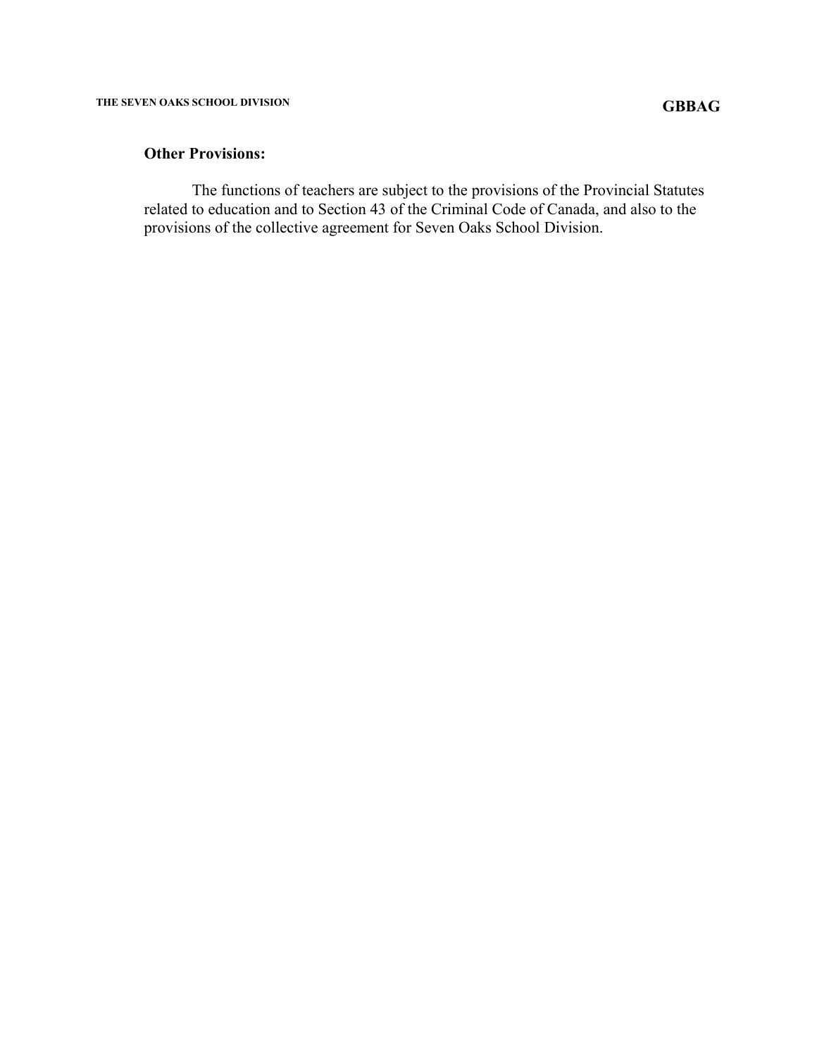**Other Provisions:**

The functions of teachers are subject to the provisions of the Provincial Statutes related to education and to Section 43 of the Criminal Code of Canada, and also to the provisions of the collective agreement for Seven Oaks School Division.